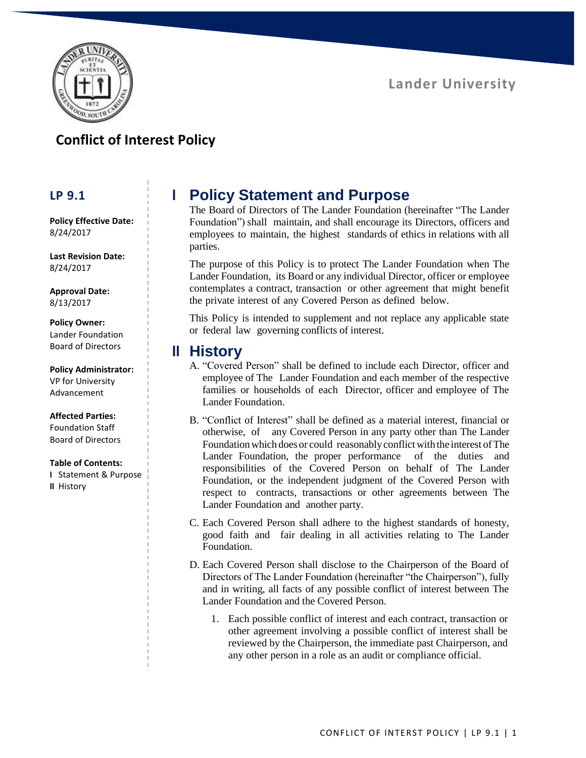Lander University

## Conflict of Interest Policy

**LP 9.1**

**Policy Effective Date:**
8/24/2017

**Last Revision Date:**
8/24/2017

**Approval Date:**
8/13/2017

**Policy Owner:**
Lander Foundation Board of Directors

**Policy Administrator:**
VP for University Advancement

**Affected Parties:**
Foundation Staff
Board of Directors

**Table of Contents:**
**I** Statement & Purpose
**II** History

# I Policy Statement and Purpose

The Board of Directors of The Lander Foundation (hereinafter "The Lander Foundation") shall maintain, and shall encourage its Directors, officers and employees to maintain, the highest standards of ethics in relations with all parties.

The purpose of this Policy is to protect The Lander Foundation when The Lander Foundation, its Board or any individual Director, officer or employee contemplates a contract, transaction or other agreement that might benefit the private interest of any Covered Person as defined below.

This Policy is intended to supplement and not replace any applicable state or federal law governing conflicts of interest.

# II History

A. "Covered Person" shall be defined to include each Director, officer and employee of The Lander Foundation and each member of the respective families or households of each Director, officer and employee of The Lander Foundation.

B. "Conflict of Interest" shall be defined as a material interest, financial or otherwise, of any Covered Person in any party other than The Lander Foundation which does or could reasonably conflict with the interest of The Lander Foundation, the proper performance of the duties and responsibilities of the Covered Person on behalf of The Lander Foundation, or the independent judgment of the Covered Person with respect to contracts, transactions or other agreements between The Lander Foundation and another party.

C. Each Covered Person shall adhere to the highest standards of honesty, good faith and fair dealing in all activities relating to The Lander Foundation.

D. Each Covered Person shall disclose to the Chairperson of the Board of Directors of The Lander Foundation (hereinafter "the Chairperson"), fully and in writing, all facts of any possible conflict of interest between The Lander Foundation and the Covered Person.

   1. Each possible conflict of interest and each contract, transaction or other agreement involving a possible conflict of interest shall be reviewed by the Chairperson, the immediate past Chairperson, and any other person in a role as an audit or compliance official.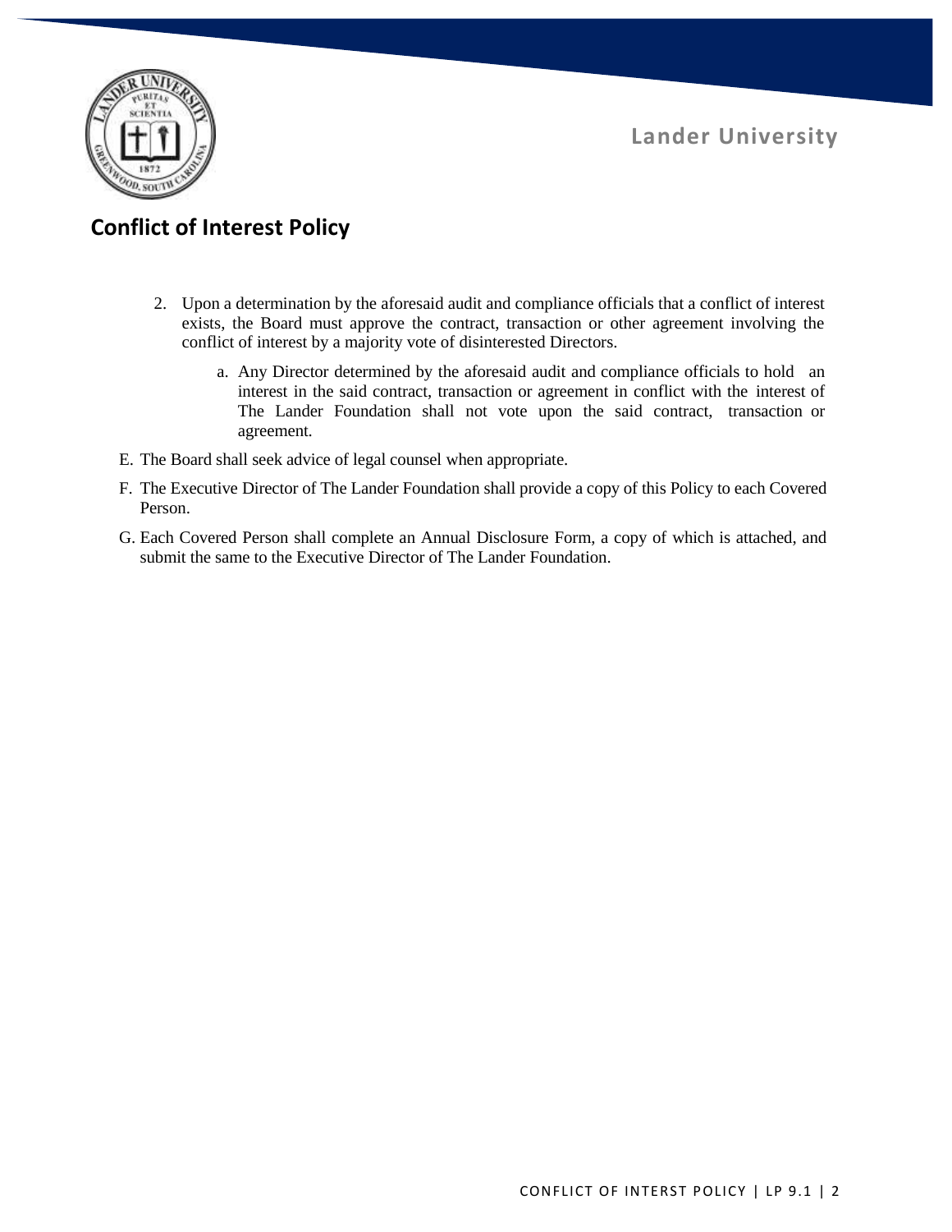## Conflict of Interest Policy

2. Upon a determination by the aforesaid audit and compliance officials that a conflict of interest exists, the Board must approve the contract, transaction or other agreement involving the conflict of interest by a majority vote of disinterested Directors.

    a. Any Director determined by the aforesaid audit and compliance officials to hold an interest in the said contract, transaction or agreement in conflict with the interest of The Lander Foundation shall not vote upon the said contract, transaction or agreement.

E. The Board shall seek advice of legal counsel when appropriate.

F. The Executive Director of The Lander Foundation shall provide a copy of this Policy to each Covered Person.

G. Each Covered Person shall complete an Annual Disclosure Form, a copy of which is attached, and submit the same to the Executive Director of The Lander Foundation.